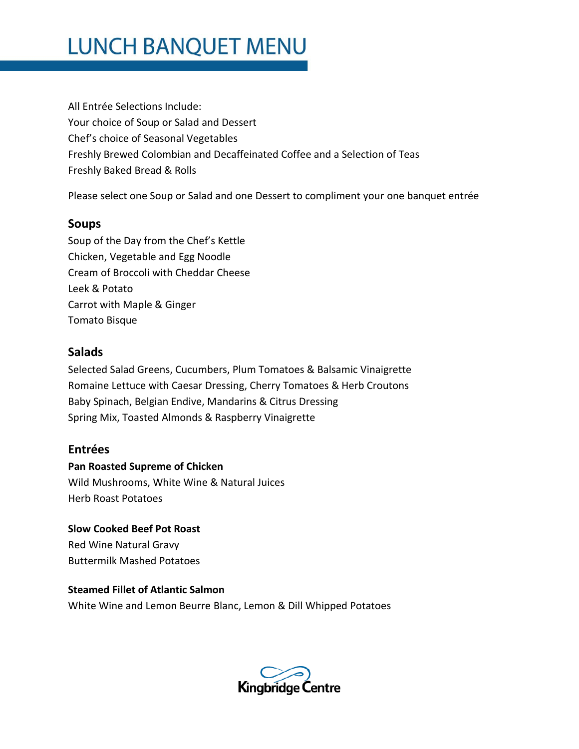# LUNCH BANQUET MENU

All Entrée Selections Include:
Your choice of Soup or Salad and Dessert
Chef's choice of Seasonal Vegetables
Freshly Brewed Colombian and Decaffeinated Coffee and a Selection of Teas
Freshly Baked Bread & Rolls

Please select one Soup or Salad and one Dessert to compliment your one banquet entrée

## Soups

Soup of the Day from the Chef's Kettle
Chicken, Vegetable and Egg Noodle
Cream of Broccoli with Cheddar Cheese
Leek & Potato
Carrot with Maple & Ginger
Tomato Bisque

## Salads

Selected Salad Greens, Cucumbers, Plum Tomatoes & Balsamic Vinaigrette
Romaine Lettuce with Caesar Dressing, Cherry Tomatoes & Herb Croutons
Baby Spinach, Belgian Endive, Mandarins & Citrus Dressing
Spring Mix, Toasted Almonds & Raspberry Vinaigrette

## Entrées

**Pan Roasted Supreme of Chicken**
Wild Mushrooms, White Wine & Natural Juices
Herb Roast Potatoes

**Slow Cooked Beef Pot Roast**
Red Wine Natural Gravy
Buttermilk Mashed Potatoes

**Steamed Fillet of Atlantic Salmon**
White Wine and Lemon Beurre Blanc, Lemon & Dill Whipped Potatoes

Kingbridge Centre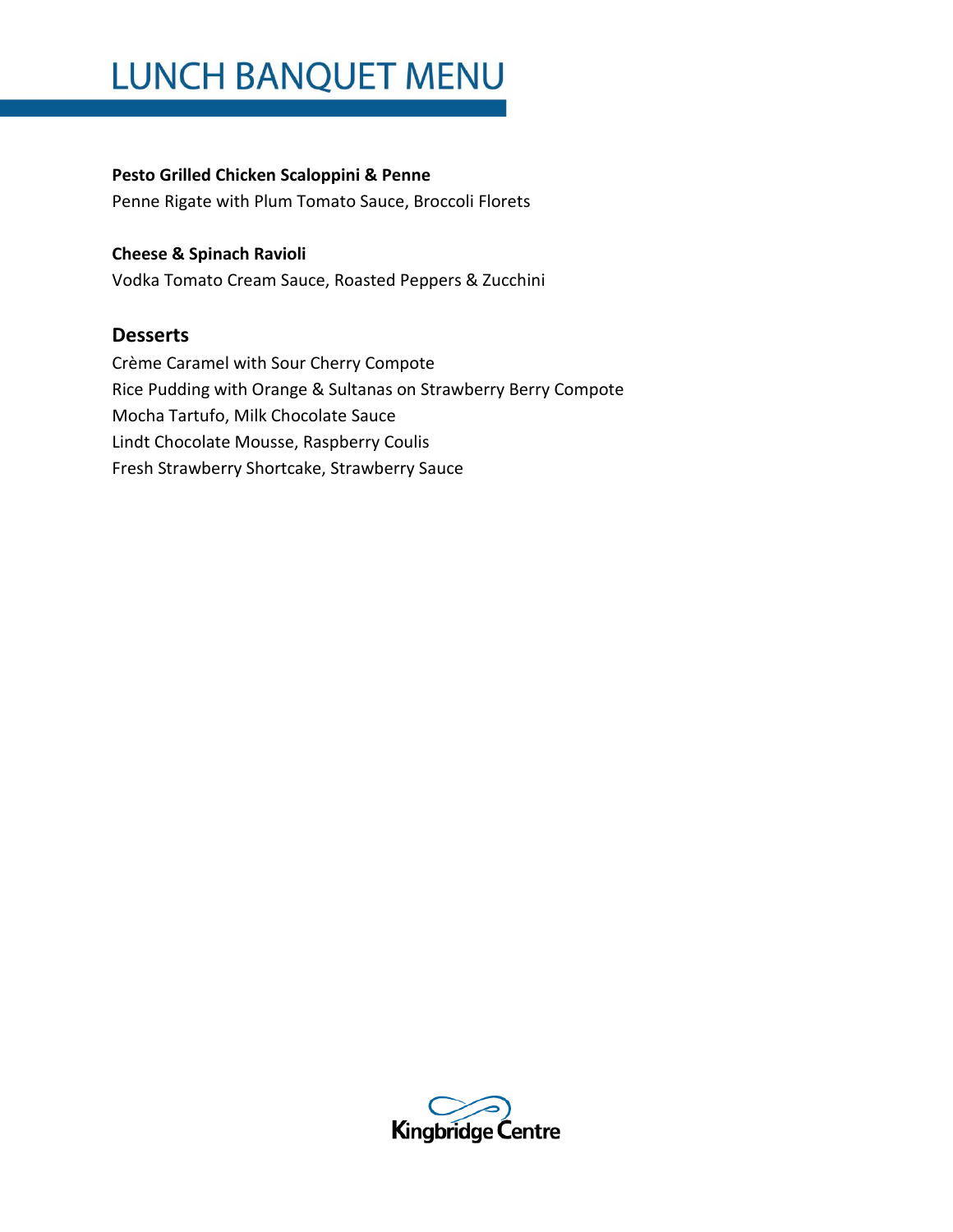# LUNCH BANQUET MENU

**Pesto Grilled Chicken Scaloppini & Penne**
Penne Rigate with Plum Tomato Sauce, Broccoli Florets

**Cheese & Spinach Ravioli**
Vodka Tomato Cream Sauce, Roasted Peppers & Zucchini

## Desserts

Crème Caramel with Sour Cherry Compote
Rice Pudding with Orange & Sultanas on Strawberry Berry Compote
Mocha Tartufo, Milk Chocolate Sauce
Lindt Chocolate Mousse, Raspberry Coulis
Fresh Strawberry Shortcake, Strawberry Sauce

Kingbridge Centre